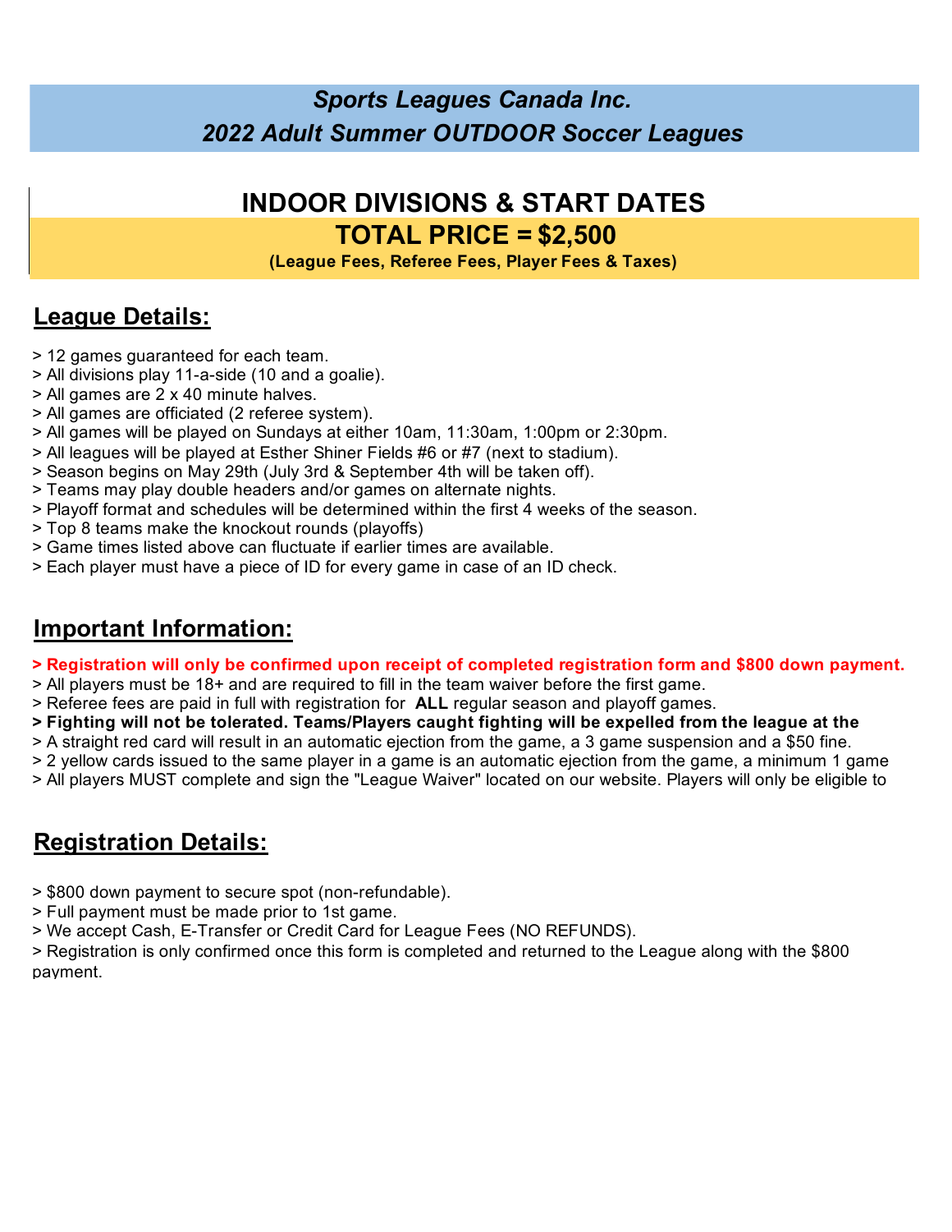# *Sports Leagues Canada Inc.*
# *2022 Adult Summer OUTDOOR Soccer Leagues*

## INDOOR DIVISIONS & START DATES

## TOTAL PRICE = $2,500

**(League Fees, Referee Fees, Player Fees & Taxes)**

## League Details:

> 12 games guaranteed for each team.
> All divisions play 11-a-side (10 and a goalie).
> All games are 2 x 40 minute halves.
> All games are officiated (2 referee system).
> All games will be played on Sundays at either 10am, 11:30am, 1:00pm or 2:30pm.
> All leagues will be played at Esther Shiner Fields #6 or #7 (next to stadium).
> Season begins on May 29th (July 3rd & September 4th will be taken off).
> Teams may play double headers and/or games on alternate nights.
> Playoff format and schedules will be determined within the first 4 weeks of the season.
> Top 8 teams make the knockout rounds (playoffs)
> Game times listed above can fluctuate if earlier times are available.
> Each player must have a piece of ID for every game in case of an ID check.

## Important Information:

**> Registration will only be confirmed upon receipt of completed registration form and $800 down payment.**
> All players must be 18+ and are required to fill in the team waiver before the first game.
> Referee fees are paid in full with registration for **ALL** regular season and playoff games.
**> Fighting will not be tolerated. Teams/Players caught fighting will be expelled from the league at the**
> A straight red card will result in an automatic ejection from the game, a 3 game suspension and a $50 fine.
> 2 yellow cards issued to the same player in a game is an automatic ejection from the game, a minimum 1 game
> All players MUST complete and sign the "League Waiver" located on our website. Players will only be eligible to

## Registration Details:

> $800 down payment to secure spot (non-refundable).
> Full payment must be made prior to 1st game.
> We accept Cash, E-Transfer or Credit Card for League Fees (NO REFUNDS).
> Registration is only confirmed once this form is completed and returned to the League along with the $800 payment.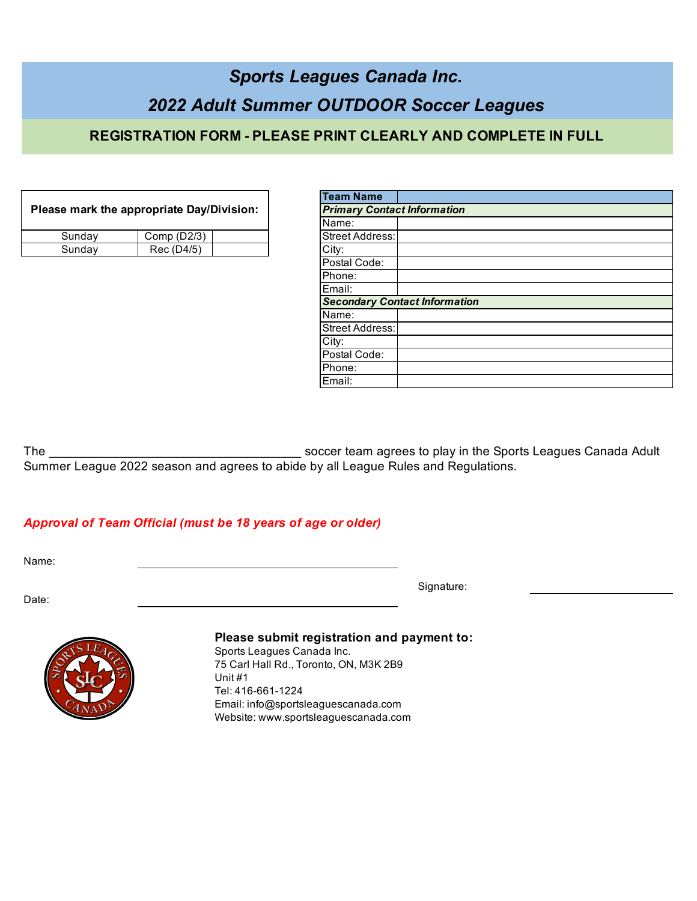# Sports Leagues Canada Inc.

## 2022 Adult Summer OUTDOOR Soccer Leagues

### REGISTRATION FORM - PLEASE PRINT CLEARLY AND COMPLETE IN FULL

| Please mark the appropriate Day/Division: | | |
|---|---|---|
| Sunday | Comp (D2/3) | |
| Sunday | Rec (D4/5) | |

| Team Name | |
|---|---|
| ***Primary Contact Information*** | |
| Name: | |
| Street Address: | |
| City: | |
| Postal Code: | |
| Phone: | |
| Email: | |
| ***Secondary Contact Information*** | |
| Name: | |
| Street Address: | |
| City: | |
| Postal Code: | |
| Phone: | |
| Email: | |

The ____________________________________ soccer team agrees to play in the Sports Leagues Canada Adult Summer League 2022 season and agrees to abide by all League Rules and Regulations.

***Approval of Team Official (must be 18 years of age or older)***

Name: ______________________________

Date: ______________________________

Signature: ____________________

**Please submit registration and payment to:**

Sports Leagues Canada Inc.
75 Carl Hall Rd., Toronto, ON, M3K 2B9
Unit #1
Tel: 416-661-1224
Email: info@sportsleaguescanada.com
Website: www.sportsleaguescanada.com